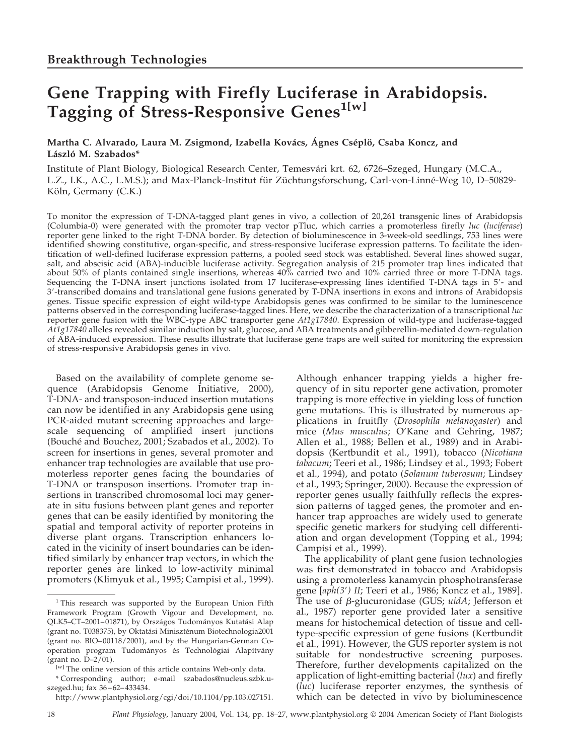## Breakthrough Technologies

# Gene Trapping with Firefly Luciferase in Arabidopsis. Tagging of Stress-Responsive Genes[1[w]]

**Martha C. Alvarado, Laura M. Zsigmond, Izabella Kovács, Ágnes Cséplö, Csaba Koncz, and László M. Szabados***

Institute of Plant Biology, Biological Research Center, Temesvári krt. 62, 6726–Szeged, Hungary (M.C.A., L.Z., I.K., A.C., L.M.S.); and Max-Planck-Institut für Züchtungsforschung, Carl-von-Linné-Weg 10, D–50829-Köln, Germany (C.K.)

To monitor the expression of T-DNA-tagged plant genes in vivo, a collection of 20,261 transgenic lines of Arabidopsis (Columbia-0) were generated with the promoter trap vector pTluc, which carries a promoterless firefly *luc* (*luciferase*) reporter gene linked to the right T-DNA border. By detection of bioluminescence in 3-week-old seedlings, 753 lines were identified showing constitutive, organ-specific, and stress-responsive luciferase expression patterns. To facilitate the identification of well-defined luciferase expression patterns, a pooled seed stock was established. Several lines showed sugar, salt, and abscisic acid (ABA)-inducible luciferase activity. Segregation analysis of 215 promoter trap lines indicated that about 50% of plants contained single insertions, whereas 40% carried two and 10% carried three or more T-DNA tags. Sequencing the T-DNA insert junctions isolated from 17 luciferase-expressing lines identified T-DNA tags in 5′- and 3′-transcribed domains and translational gene fusions generated by T-DNA insertions in exons and introns of Arabidopsis genes. Tissue specific expression of eight wild-type Arabidopsis genes was confirmed to be similar to the luminescence patterns observed in the corresponding luciferase-tagged lines. Here, we describe the characterization of a transcriptional *luc* reporter gene fusion with the WBC-type ABC transporter gene *At1g17840*. Expression of wild-type and luciferase-tagged *At1g17840* alleles revealed similar induction by salt, glucose, and ABA treatments and gibberellin-mediated down-regulation of ABA-induced expression. These results illustrate that luciferase gene traps are well suited for monitoring the expression of stress-responsive Arabidopsis genes in vivo.

Based on the availability of complete genome sequence (Arabidopsis Genome Initiative, 2000), T-DNA- and transposon-induced insertion mutations can now be identified in any Arabidopsis gene using PCR-aided mutant screening approaches and large-scale sequencing of amplified insert junctions (Bouché and Bouchez, 2001; Szabados et al., 2002). To screen for insertions in genes, several promoter and enhancer trap technologies are available that use promoterless reporter genes facing the boundaries of T-DNA or transposon insertions. Promoter trap insertions in transcribed chromosomal loci may generate in situ fusions between plant genes and reporter genes that can be easily identified by monitoring the spatial and temporal activity of reporter proteins in diverse plant organs. Transcription enhancers located in the vicinity of insert boundaries can be identified similarly by enhancer trap vectors, in which the reporter genes are linked to low-activity minimal promoters (Klimyuk et al., 1995; Campisi et al., 1999). Although enhancer trapping yields a higher frequency of in situ reporter gene activation, promoter trapping is more effective in yielding loss of function gene mutations. This is illustrated by numerous applications in fruitfly (*Drosophila melanogaster*) and mice (*Mus musculus*; O'Kane and Gehring, 1987; Allen et al., 1988; Bellen et al., 1989) and in Arabidopsis (Kertbundit et al., 1991), tobacco (*Nicotiana tabacum*; Teeri et al., 1986; Lindsey et al., 1993; Fobert et al., 1994), and potato (*Solanum tuberosum*; Lindsey et al., 1993; Springer, 2000). Because the expression of reporter genes usually faithfully reflects the expression patterns of tagged genes, the promoter and enhancer trap approaches are widely used to generate specific genetic markers for studying cell differentiation and organ development (Topping et al., 1994; Campisi et al., 1999).

The applicability of plant gene fusion technologies was first demonstrated in tobacco and Arabidopsis using a promoterless kanamycin phosphotransferase gene [*aph(3′) II*; Teeri et al., 1986; Koncz et al., 1989]. The use of β-glucuronidase (GUS; *uidA*; Jefferson et al., 1987) reporter gene provided later a sensitive means for histochemical detection of tissue and cell-type-specific expression of gene fusions (Kertbundit et al., 1991). However, the GUS reporter system is not suitable for nondestructive screening purposes. Therefore, further developments capitalized on the application of light-emitting bacterial (*lux*) and firefly (*luc*) luciferase reporter enzymes, the synthesis of which can be detected in vivo by bioluminescence

[1] This research was supported by the European Union Fifth Framework Program (Growth Vigour and Development, no. QLK5–CT–2001–01871), by Országos Tudományos Kutatási Alap (grant no. T038375), by Oktatási Minisztérium Biotechnologia2001 (grant no. BIO–00118/2001), and by the Hungarian-German Cooperation program Tudományos és Technológiai Alapítvány (grant no. D–2/01).

[w] The online version of this article contains Web-only data.

* Corresponding author; e-mail szabados@nucleus.szbk.u-szeged.hu; fax 36–62–433434.

http://www.plantphysiol.org/cgi/doi/10.1104/pp.103.027151.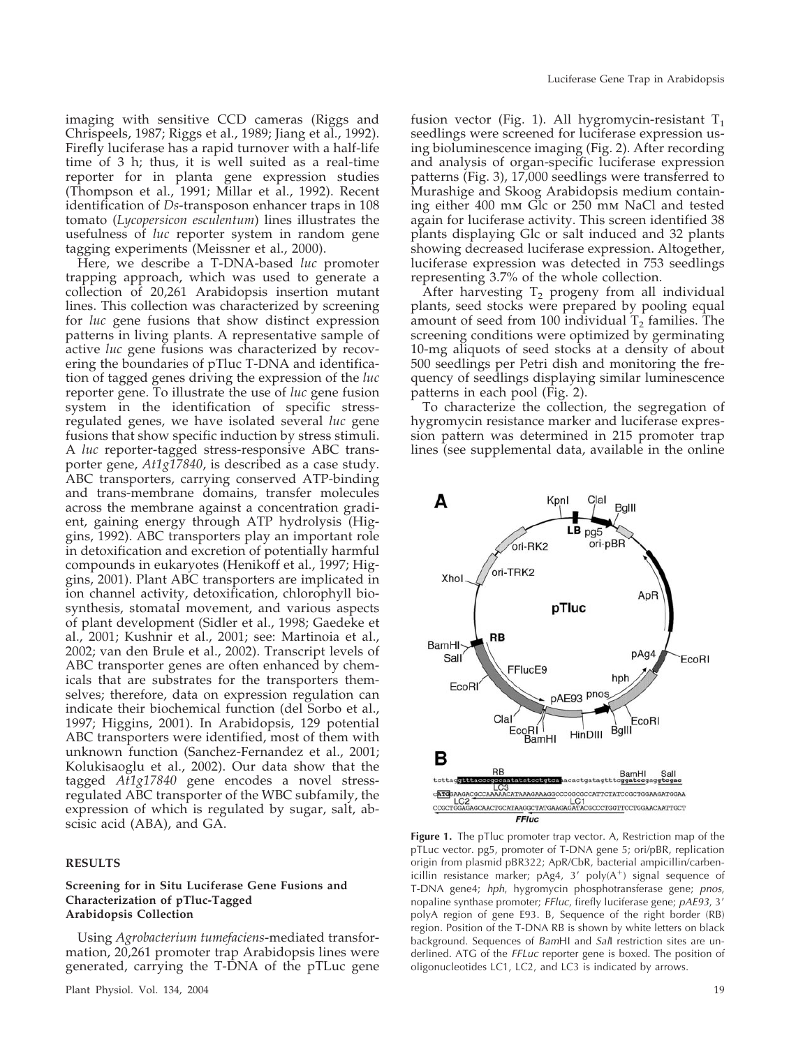imaging with sensitive CCD cameras (Riggs and Chrispeels, 1987; Riggs et al., 1989; Jiang et al., 1992). Firefly luciferase has a rapid turnover with a half-life time of 3 h; thus, it is well suited as a real-time reporter for in planta gene expression studies (Thompson et al., 1991; Millar et al., 1992). Recent identification of *Ds*-transposon enhancer traps in 108 tomato (*Lycopersicon esculentum*) lines illustrates the usefulness of *luc* reporter system in random gene tagging experiments (Meissner et al., 2000).

Here, we describe a T-DNA-based *luc* promoter trapping approach, which was used to generate a collection of 20,261 Arabidopsis insertion mutant lines. This collection was characterized by screening for *luc* gene fusions that show distinct expression patterns in living plants. A representative sample of active *luc* gene fusions was characterized by recovering the boundaries of pTluc T-DNA and identification of tagged genes driving the expression of the *luc* reporter gene. To illustrate the use of *luc* gene fusion system in the identification of specific stress-regulated genes, we have isolated several *luc* gene fusions that show specific induction by stress stimuli. A *luc* reporter-tagged stress-responsive ABC transporter gene, *At1g17840*, is described as a case study. ABC transporters, carrying conserved ATP-binding and trans-membrane domains, transfer molecules across the membrane against a concentration gradient, gaining energy through ATP hydrolysis (Higgins, 1992). ABC transporters play an important role in detoxification and excretion of potentially harmful compounds in eukaryotes (Henikoff et al., 1997; Higgins, 2001). Plant ABC transporters are implicated in ion channel activity, detoxification, chlorophyll biosynthesis, stomatal movement, and various aspects of plant development (Sidler et al., 1998; Gaedeke et al., 2001; Kushnir et al., 2001; see: Martinoia et al., 2002; van den Brule et al., 2002). Transcript levels of ABC transporter genes are often enhanced by chemicals that are substrates for the transporters themselves; therefore, data on expression regulation can indicate their biochemical function (del Sorbo et al., 1997; Higgins, 2001). In Arabidopsis, 129 potential ABC transporters were identified, most of them with unknown function (Sanchez-Fernandez et al., 2001; Kolukisaoglu et al., 2002). Our data show that the tagged *At1g17840* gene encodes a novel stress-regulated ABC transporter of the WBC subfamily, the expression of which is regulated by sugar, salt, abscisic acid (ABA), and GA.

## RESULTS

### Screening for in Situ Luciferase Gene Fusions and Characterization of pTluc-Tagged Arabidopsis Collection

Using *Agrobacterium tumefaciens*-mediated transformation, 20,261 promoter trap Arabidopsis lines were generated, carrying the T-DNA of the pTLuc gene fusion vector (Fig. 1). All hygromycin-resistant $T_1$ seedlings were screened for luciferase expression using bioluminescence imaging (Fig. 2). After recording and analysis of organ-specific luciferase expression patterns (Fig. 3), 17,000 seedlings were transferred to Murashige and Skoog Arabidopsis medium containing either 400 mM Glc or 250 mM NaCl and tested again for luciferase activity. This screen identified 38 plants displaying Glc or salt induced and 32 plants showing decreased luciferase expression. Altogether, luciferase expression was detected in 753 seedlings representing 3.7% of the whole collection.

After harvesting $T_2$ progeny from all individual plants, seed stocks were prepared by pooling equal amount of seed from 100 individual $T_2$ families. The screening conditions were optimized by germinating 10-mg aliquots of seed stocks at a density of about 500 seedlings per Petri dish and monitoring the frequency of seedlings displaying similar luminescence patterns in each pool (Fig. 2).

To characterize the collection, the segregation of hygromycin resistance marker and luciferase expression pattern was determined in 215 promoter trap lines (see supplemental data, available in the online

**Figure 1.** The pTluc promoter trap vector. A, Restriction map of the pTLuc vector. pg5, promoter of T-DNA gene 5; ori/pBR, replication origin from plasmid pBR322; ApR/CbR, bacterial ampicillin/carbenicillin resistance marker; pAg4, 3′ poly($A^+$) signal sequence of T-DNA gene4; *hph*, hygromycin phosphotransferase gene; *pnos*, nopaline synthase promoter; *FFluc*, firefly luciferase gene; *pAE93*, 3′ polyA region of gene E93. B, Sequence of the right border (RB) region. Position of the T-DNA RB is shown by white letters on black background. Sequences of *Bam*HI and *Sal*I restriction sites are underlined. ATG of the *FFLuc* reporter gene is boxed. The position of oligonucleotides LC1, LC2, and LC3 is indicated by arrows.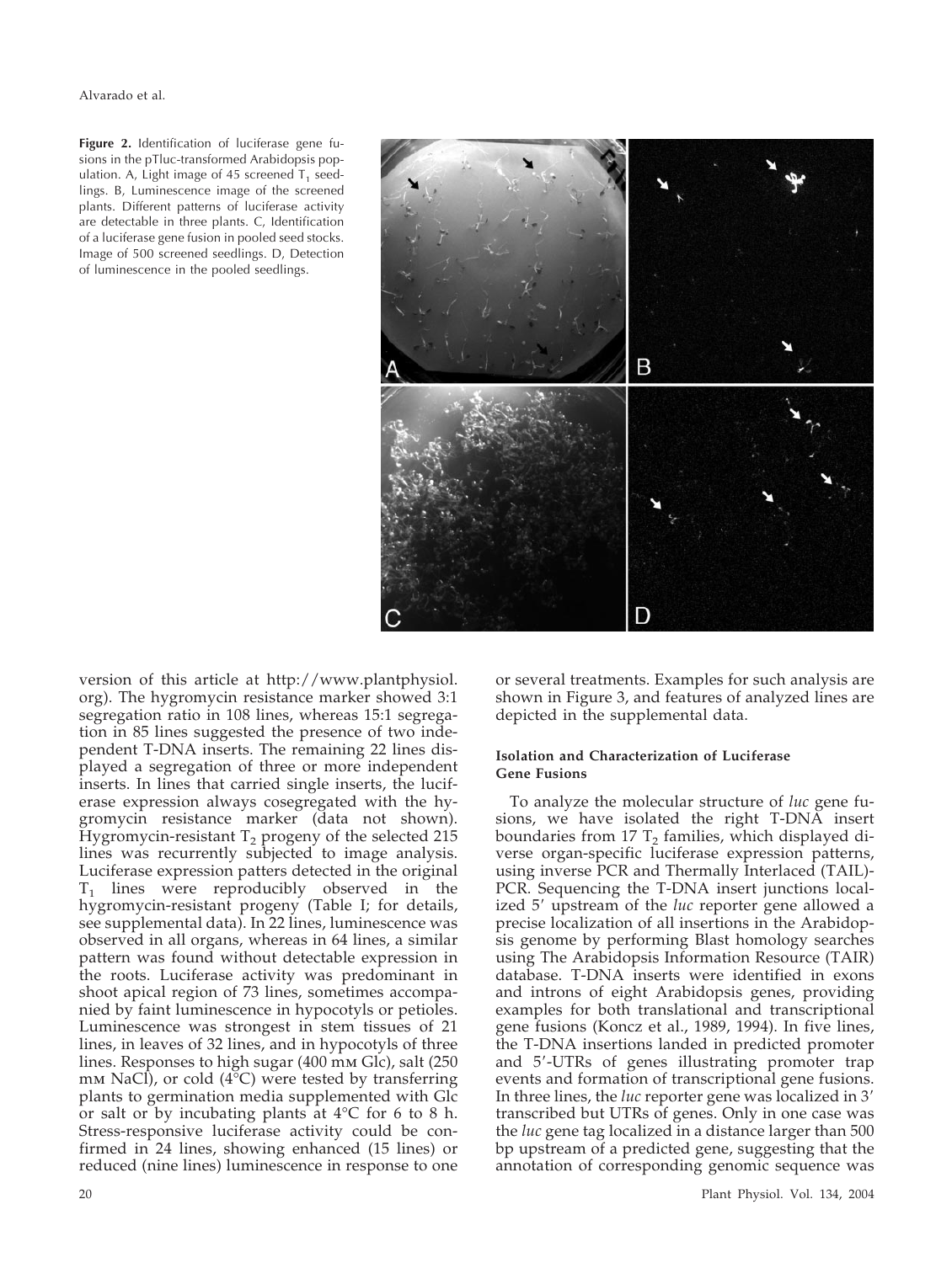**Figure 2.** Identification of luciferase gene fusions in the pTluc-transformed Arabidopsis population. A, Light image of 45 screened $T_1$ seedlings. B, Luminescence image of the screened plants. Different patterns of luciferase activity are detectable in three plants. C, Identification of a luciferase gene fusion in pooled seed stocks. Image of 500 screened seedlings. D, Detection of luminescence in the pooled seedlings.

version of this article at http://www.plantphysiol.org). The hygromycin resistance marker showed 3:1 segregation ratio in 108 lines, whereas 15:1 segregation in 85 lines suggested the presence of two independent T-DNA inserts. The remaining 22 lines displayed a segregation of three or more independent inserts. In lines that carried single inserts, the luciferase expression always cosegregated with the hygromycin resistance marker (data not shown). Hygromycin-resistant $T_2$ progeny of the selected 215 lines was recurrently subjected to image analysis. Luciferase expression patters detected in the original $T_1$ lines were reproducibly observed in the hygromycin-resistant progeny (Table I; for details, see supplemental data). In 22 lines, luminescence was observed in all organs, whereas in 64 lines, a similar pattern was found without detectable expression in the roots. Luciferase activity was predominant in shoot apical region of 73 lines, sometimes accompanied by faint luminescence in hypocotyls or petioles. Luminescence was strongest in stem tissues of 21 lines, in leaves of 32 lines, and in hypocotyls of three lines. Responses to high sugar (400 mM Glc), salt (250 mM NaCl), or cold (4°C) were tested by transferring plants to germination media supplemented with Glc or salt or by incubating plants at 4°C for 6 to 8 h. Stress-responsive luciferase activity could be confirmed in 24 lines, showing enhanced (15 lines) or reduced (nine lines) luminescence in response to one or several treatments. Examples for such analysis are shown in Figure 3, and features of analyzed lines are depicted in the supplemental data.

### Isolation and Characterization of Luciferase Gene Fusions

To analyze the molecular structure of *luc* gene fusions, we have isolated the right T-DNA insert boundaries from 17 $T_2$ families, which displayed diverse organ-specific luciferase expression patterns, using inverse PCR and Thermally Interlaced (TAIL)-PCR. Sequencing the T-DNA insert junctions localized 5′ upstream of the *luc* reporter gene allowed a precise localization of all insertions in the Arabidopsis genome by performing Blast homology searches using The Arabidopsis Information Resource (TAIR) database. T-DNA inserts were identified in exons and introns of eight Arabidopsis genes, providing examples for both translational and transcriptional gene fusions (Koncz et al., 1989, 1994). In five lines, the T-DNA insertions landed in predicted promoter and 5′-UTRs of genes illustrating promoter trap events and formation of transcriptional gene fusions. In three lines, the *luc* reporter gene was localized in 3′ transcribed but UTRs of genes. Only in one case was the *luc* gene tag localized in a distance larger than 500 bp upstream of a predicted gene, suggesting that the annotation of corresponding genomic sequence was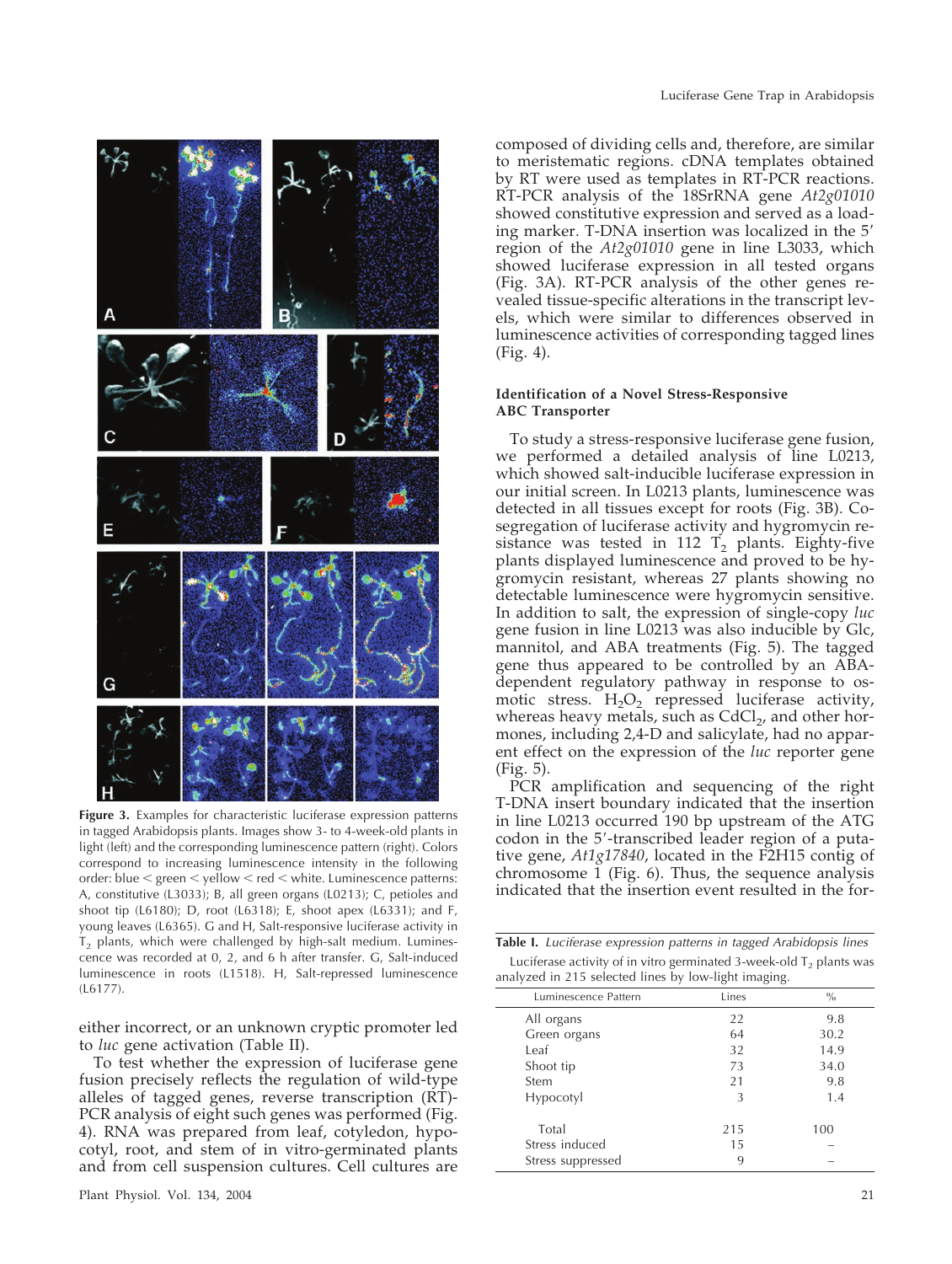Figure 3. Examples for characteristic luciferase expression patterns in tagged Arabidopsis plants. Images show 3- to 4-week-old plants in light (left) and the corresponding luminescence pattern (right). Colors correspond to increasing luminescence intensity in the following order: blue < green < yellow < red < white. Luminescence patterns: A, constitutive (L3033); B, all green organs (L0213); C, petioles and shoot tip (L6180); D, root (L6318); E, shoot apex (L6331); and F, young leaves (L6365). G and H, Salt-responsive luciferase activity in $T_2$ plants, which were challenged by high-salt medium. Luminescence was recorded at 0, 2, and 6 h after transfer. G, Salt-induced luminescence in roots (L1518). H, Salt-repressed luminescence (L6177).

either incorrect, or an unknown cryptic promoter led to *luc* gene activation (Table II).

To test whether the expression of luciferase gene fusion precisely reflects the regulation of wild-type alleles of tagged genes, reverse transcription (RT)-PCR analysis of eight such genes was performed (Fig. 4). RNA was prepared from leaf, cotyledon, hypocotyl, root, and stem of in vitro-germinated plants and from cell suspension cultures. Cell cultures are composed of dividing cells and, therefore, are similar to meristematic regions. cDNA templates obtained by RT were used as templates in RT-PCR reactions. RT-PCR analysis of the 18SrRNA gene *At2g01010* showed constitutive expression and served as a loading marker. T-DNA insertion was localized in the 5′ region of the *At2g01010* gene in line L3033, which showed luciferase expression in all tested organs (Fig. 3A). RT-PCR analysis of the other genes revealed tissue-specific alterations in the transcript levels, which were similar to differences observed in luminescence activities of corresponding tagged lines (Fig. 4).

### Identification of a Novel Stress-Responsive ABC Transporter

To study a stress-responsive luciferase gene fusion, we performed a detailed analysis of line L0213, which showed salt-inducible luciferase expression in our initial screen. In L0213 plants, luminescence was detected in all tissues except for roots (Fig. 3B). Cosegregation of luciferase activity and hygromycin resistance was tested in 112 $T_2$ plants. Eighty-five plants displayed luminescence and proved to be hygromycin resistant, whereas 27 plants showing no detectable luminescence were hygromycin sensitive. In addition to salt, the expression of single-copy *luc* gene fusion in line L0213 was also inducible by Glc, mannitol, and ABA treatments (Fig. 5). The tagged gene thus appeared to be controlled by an ABA-dependent regulatory pathway in response to osmotic stress. $H_2O_2$ repressed luciferase activity, whereas heavy metals, such as $CdCl_2$, and other hormones, including 2,4-D and salicylate, had no apparent effect on the expression of the *luc* reporter gene (Fig. 5).

PCR amplification and sequencing of the right T-DNA insert boundary indicated that the insertion in line L0213 occurred 190 bp upstream of the ATG codon in the 5′-transcribed leader region of a putative gene, *At1g17840*, located in the F2H15 contig of chromosome 1 (Fig. 6). Thus, the sequence analysis indicated that the insertion event resulted in the for-

**Table I.** *Luciferase expression patterns in tagged Arabidopsis lines*

Luciferase activity of in vitro germinated 3-week-old $T_2$ plants was analyzed in 215 selected lines by low-light imaging.

| Luminescence Pattern | Lines | % |
|---|---|---|
| All organs | 22 | 9.8 |
| Green organs | 64 | 30.2 |
| Leaf | 32 | 14.9 |
| Shoot tip | 73 | 34.0 |
| Stem | 21 | 9.8 |
| Hypocotyl | 3 | 1.4 |
| Total | 215 | 100 |
| Stress induced | 15 | – |
| Stress suppressed | 9 | – |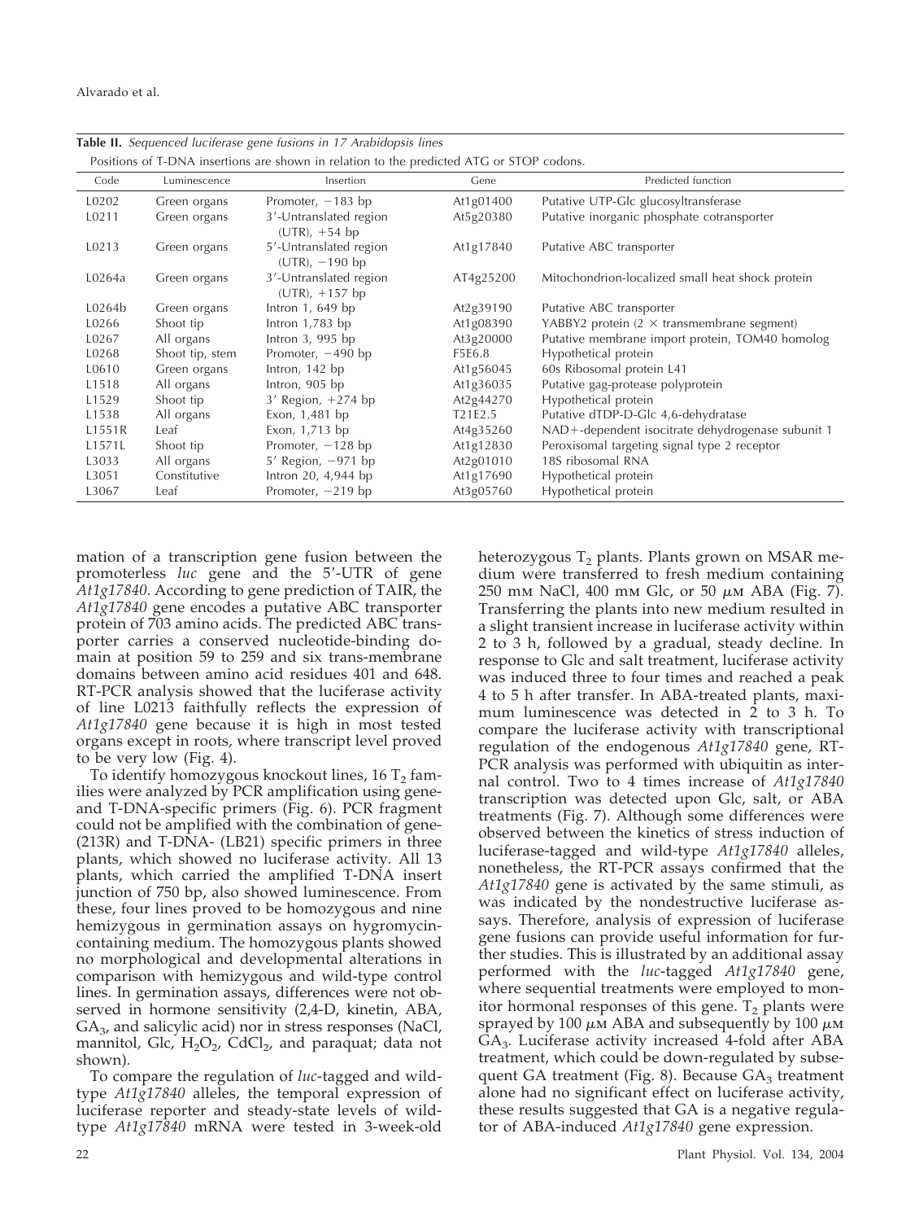**Table II.** *Sequenced luciferase gene fusions in 17 Arabidopsis lines*

Positions of T-DNA insertions are shown in relation to the predicted ATG or STOP codons.

| Code | Luminescence | Insertion | Gene | Predicted function |
|---|---|---|---|---|
| L0202 | Green organs | Promoter, −183 bp | At1g01400 | Putative UTP-Glc glucosyltransferase |
| L0211 | Green organs | 3′-Untranslated region (UTR), +54 bp | At5g20380 | Putative inorganic phosphate cotransporter |
| L0213 | Green organs | 5′-Untranslated region (UTR), −190 bp | At1g17840 | Putative ABC transporter |
| L0264a | Green organs | 3′-Untranslated region (UTR), +157 bp | AT4g25200 | Mitochondrion-localized small heat shock protein |
| L0264b | Green organs | Intron 1, 649 bp | At2g39190 | Putative ABC transporter |
| L0266 | Shoot tip | Intron 1,783 bp | At1g08390 | YABBY2 protein (2 × transmembrane segment) |
| L0267 | All organs | Intron 3, 995 bp | At3g20000 | Putative membrane import protein, TOM40 homolog |
| L0268 | Shoot tip, stem | Promoter, −490 bp | F5E6.8 | Hypothetical protein |
| L0610 | Green organs | Intron, 142 bp | At1g56045 | 60s Ribosomal protein L41 |
| L1518 | All organs | Intron, 905 bp | At1g36035 | Putative gag-protease polyprotein |
| L1529 | Shoot tip | 3′ Region, +274 bp | At2g44270 | Hypothetical protein |
| L1538 | All organs | Exon, 1,481 bp | T21E2.5 | Putative dTDP-D-Glc 4,6-dehydratase |
| L1551R | Leaf | Exon, 1,713 bp | At4g35260 | NAD+-dependent isocitrate dehydrogenase subunit 1 |
| L1571L | Shoot tip | Promoter, −128 bp | At1g12830 | Peroxisomal targeting signal type 2 receptor |
| L3033 | All organs | 5′ Region, −971 bp | At2g01010 | 18S ribosomal RNA |
| L3051 | Constitutive | Intron 20, 4,944 bp | At1g17690 | Hypothetical protein |
| L3067 | Leaf | Promoter, −219 bp | At3g05760 | Hypothetical protein |

mation of a transcription gene fusion between the promoterless *luc* gene and the 5′-UTR of gene *At1g17840*. According to gene prediction of TAIR, the *At1g17840* gene encodes a putative ABC transporter protein of 703 amino acids. The predicted ABC transporter carries a conserved nucleotide-binding domain at position 59 to 259 and six trans-membrane domains between amino acid residues 401 and 648. RT-PCR analysis showed that the luciferase activity of line L0213 faithfully reflects the expression of *At1g17840* gene because it is high in most tested organs except in roots, where transcript level proved to be very low (Fig. 4).

To identify homozygous knockout lines, 16 $T_2$ families were analyzed by PCR amplification using gene- and T-DNA-specific primers (Fig. 6). PCR fragment could not be amplified with the combination of gene- (213R) and T-DNA- (LB21) specific primers in three plants, which showed no luciferase activity. All 13 plants, which carried the amplified T-DNA insert junction of 750 bp, also showed luminescence. From these, four lines proved to be homozygous and nine hemizygous in germination assays on hygromycin-containing medium. The homozygous plants showed no morphological and developmental alterations in comparison with hemizygous and wild-type control lines. In germination assays, differences were not observed in hormone sensitivity (2,4-D, kinetin, ABA, $GA_3$, and salicylic acid) nor in stress responses (NaCl, mannitol, Glc, $H_2O_2$, $CdCl_2$, and paraquat; data not shown).

To compare the regulation of *luc*-tagged and wild-type *At1g17840* alleles, the temporal expression of luciferase reporter and steady-state levels of wild-type *At1g17840* mRNA were tested in 3-week-old heterozygous $T_2$ plants. Plants grown on MSAR medium were transferred to fresh medium containing 250 mM NaCl, 400 mM Glc, or 50 $\mu$M ABA (Fig. 7). Transferring the plants into new medium resulted in a slight transient increase in luciferase activity within 2 to 3 h, followed by a gradual, steady decline. In response to Glc and salt treatment, luciferase activity was induced three to four times and reached a peak 4 to 5 h after transfer. In ABA-treated plants, maximum luminescence was detected in 2 to 3 h. To compare the luciferase activity with transcriptional regulation of the endogenous *At1g17840* gene, RT-PCR analysis was performed with ubiquitin as internal control. Two to 4 times increase of *At1g17840* transcription was detected upon Glc, salt, or ABA treatments (Fig. 7). Although some differences were observed between the kinetics of stress induction of luciferase-tagged and wild-type *At1g17840* alleles, nonetheless, the RT-PCR assays confirmed that the *At1g17840* gene is activated by the same stimuli, as was indicated by the nondestructive luciferase assays. Therefore, analysis of expression of luciferase gene fusions can provide useful information for further studies. This is illustrated by an additional assay performed with the *luc*-tagged *At1g17840* gene, where sequential treatments were employed to monitor hormonal responses of this gene. $T_2$ plants were sprayed by 100 $\mu$M ABA and subsequently by 100 $\mu$M $GA_3$. Luciferase activity increased 4-fold after ABA treatment, which could be down-regulated by subsequent GA treatment (Fig. 8). Because $GA_3$ treatment alone had no significant effect on luciferase activity, these results suggested that GA is a negative regulator of ABA-induced *At1g17840* gene expression.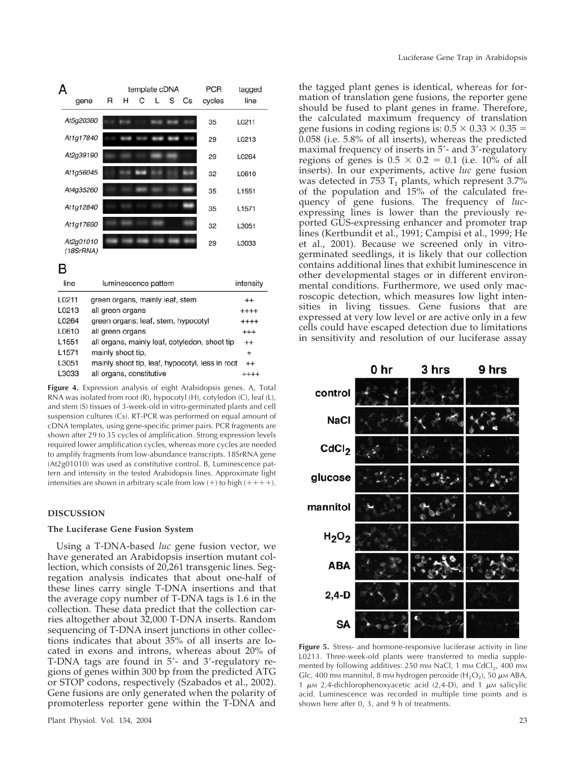**A**

| gene | template cDNA R H C L S Cs | PCR cycles | tagged line |
|---|---|---|---|
| At5g20380 | | 35 | L0211 |
| At1g17840 | | 29 | L0213 |
| At2g39190 | | 29 | L0264 |
| At1g56045 | | 32 | L0610 |
| At4g35260 | | 35 | L1551 |
| At1g12840 | | 35 | L1571 |
| At1g17690 | | 32 | L3051 |
| At2g01010 (18SrRNA) | | 29 | L3033 |

**B**

| line | luminescence pattern | intensity |
|---|---|---|
| L0211 | green organs, mainly leaf, stem | ++ |
| L0213 | all green organs | ++++ |
| L0264 | green organs: leaf, stem, hypocotyl | ++++ |
| L0610 | all green organs | +++ |
| L1551 | all organs, mainly leaf, cotyledon, shoot tip | ++ |
| L1571 | mainly shoot tip, | + |
| L3051 | mainly shoot tip, leaf, hypocotyl, less in root | ++ |
| L3033 | all organs, constitutive | ++++ |

**Figure 4.** Expression analysis of eight Arabidopsis genes. A, Total RNA was isolated from root (R), hypocotyl (H), cotyledon (C), leaf (L), and stem (S) tissues of 3-week-old in vitro-germinated plants and cell suspension cultures (Cs). RT-PCR was performed on equal amount of cDNA templates, using gene-specific primer pairs. PCR fragments are shown after 29 to 35 cycles of amplification. Strong expression levels required lower amplification cycles, whereas more cycles are needed to amplify fragments from low-abundance transcripts. 18SrRNA gene (At2g01010) was used as constitutive control. B, Luminescence pattern and intensity in the tested Arabidopsis lines. Approximate light intensities are shown in arbitrary scale from low (+) to high (++++).

## DISCUSSION

### The Luciferase Gene Fusion System

Using a T-DNA-based *luc* gene fusion vector, we have generated an Arabidopsis insertion mutant collection, which consists of 20,261 transgenic lines. Segregation analysis indicates that about one-half of these lines carry single T-DNA insertions and that the average copy number of T-DNA tags is 1.6 in the collection. These data predict that the collection carries altogether about 32,000 T-DNA inserts. Random sequencing of T-DNA insert junctions in other collections indicates that about 35% of all inserts are located in exons and introns, whereas about 20% of T-DNA tags are found in 5′- and 3′-regulatory regions of genes within 300 bp from the predicted ATG or STOP codons, respectively (Szabados et al., 2002). Gene fusions are only generated when the polarity of promoterless reporter gene within the T-DNA and the tagged plant genes is identical, whereas for formation of translation gene fusions, the reporter gene should be fused to plant genes in frame. Therefore, the calculated maximum frequency of translation gene fusions in coding regions is: $0.5 \times 0.33 \times 0.35 = 0.058$ (i.e. 5.8% of all inserts), whereas the predicted maximal frequency of inserts in 5′- and 3′-regulatory regions of genes is $0.5 \times 0.2 = 0.1$ (i.e. 10% of all inserts). In our experiments, active *luc* gene fusion was detected in 753 $T_1$ plants, which represent 3.7% of the population and 15% of the calculated frequency of gene fusions. The frequency of *luc*-expressing lines is lower than the previously reported GUS-expressing enhancer and promoter trap lines (Kertbundit et al., 1991; Campisi et al., 1999; He et al., 2001). Because we screened only in vitro-germinated seedlings, it is likely that our collection contains additional lines that exhibit luminescence in other developmental stages or in different environmental conditions. Furthermore, we used only macroscopic detection, which measures low light intensities in living tissues. Gene fusions that are expressed at very low level or are active only in a few cells could have escaped detection due to limitations in sensitivity and resolution of our luciferase assay

**Figure 5.** Stress- and hormone-responsive luciferase activity in line L0213. Three-week-old plants were transferred to media supplemented by following additives: 250 mM NaCl, 1 mM $CdCl_2$, 400 mM Glc, 400 mM mannitol, 8 mM hydrogen peroxide ($H_2O_2$), 50 $\mu$M ABA, 1 $\mu$M 2,4-dichlorophenoxyacetic acid (2,4-D), and 1 $\mu$M salicylic acid. Luminescence was recorded in multiple time points and is shown here after 0, 3, and 9 h of treatments.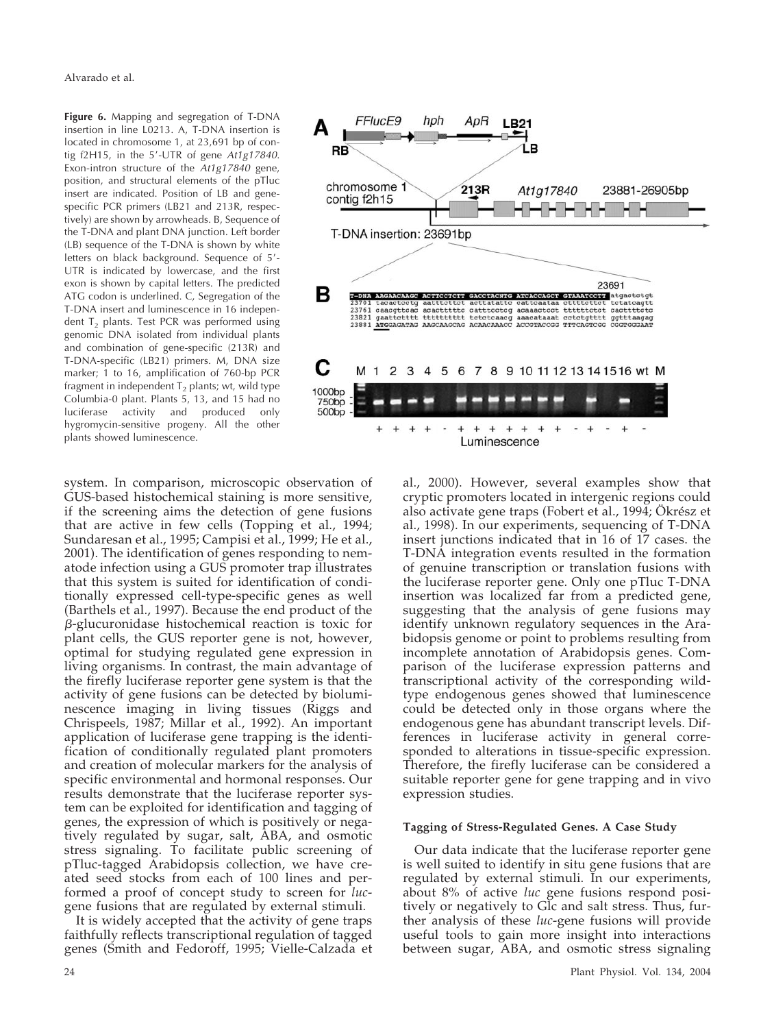**Figure 6.** Mapping and segregation of T-DNA insertion in line L0213. A, T-DNA insertion is located in chromosome 1, at 23,691 bp of contig f2H15, in the 5′-UTR of gene *At1g17840*. Exon-intron structure of the *At1g17840* gene, position, and structural elements of the pTluc insert are indicated. Position of LB and gene-specific PCR primers (LB21 and 213R, respectively) are shown by arrowheads. B, Sequence of the T-DNA and plant DNA junction. Left border (LB) sequence of the T-DNA is shown by white letters on black background. Sequence of 5′-UTR is indicated by lowercase, and the first exon is shown by capital letters. The predicted ATG codon is underlined. C, Segregation of the T-DNA insert and luminescence in 16 independent $T_2$ plants. Test PCR was performed using genomic DNA isolated from individual plants and combination of gene-specific (213R) and T-DNA-specific (LB21) primers. M, DNA size marker; 1 to 16, amplification of 760-bp PCR fragment in independent $T_2$ plants; wt, wild type Columbia-0 plant. Plants 5, 13, and 15 had no luciferase activity and produced only hygromycin-sensitive progeny. All the other plants showed luminescence.

system. In comparison, microscopic observation of GUS-based histochemical staining is more sensitive, if the screening aims the detection of gene fusions that are active in few cells (Topping et al., 1994; Sundaresan et al., 1995; Campisi et al., 1999; He et al., 2001). The identification of genes responding to nematode infection using a GUS promoter trap illustrates that this system is suited for identification of conditionally expressed cell-type-specific genes as well (Barthels et al., 1997). Because the end product of the $\beta$-glucuronidase histochemical reaction is toxic for plant cells, the GUS reporter gene is not, however, optimal for studying regulated gene expression in living organisms. In contrast, the main advantage of the firefly luciferase reporter gene system is that the activity of gene fusions can be detected by bioluminescence imaging in living tissues (Riggs and Chrispeels, 1987; Millar et al., 1992). An important application of luciferase gene trapping is the identification of conditionally regulated plant promoters and creation of molecular markers for the analysis of specific environmental and hormonal responses. Our results demonstrate that the luciferase reporter system can be exploited for identification and tagging of genes, the expression of which is positively or negatively regulated by sugar, salt, ABA, and osmotic stress signaling. To facilitate public screening of pTluc-tagged Arabidopsis collection, we have created seed stocks from each of 100 lines and performed a proof of concept study to screen for *luc*-gene fusions that are regulated by external stimuli.

It is widely accepted that the activity of gene traps faithfully reflects transcriptional regulation of tagged genes (Smith and Fedoroff, 1995; Vielle-Calzada et al., 2000). However, several examples show that cryptic promoters located in intergenic regions could also activate gene traps (Fobert et al., 1994; Ökrész et al., 1998). In our experiments, sequencing of T-DNA insert junctions indicated that in 16 of 17 cases. the T-DNA integration events resulted in the formation of genuine transcription or translation fusions with the luciferase reporter gene. Only one pTluc T-DNA insertion was localized far from a predicted gene, suggesting that the analysis of gene fusions may identify unknown regulatory sequences in the Arabidopsis genome or point to problems resulting from incomplete annotation of Arabidopsis genes. Comparison of the luciferase expression patterns and transcriptional activity of the corresponding wild-type endogenous genes showed that luminescence could be detected only in those organs where the endogenous gene has abundant transcript levels. Differences in luciferase activity in general corresponded to alterations in tissue-specific expression. Therefore, the firefly luciferase can be considered a suitable reporter gene for gene trapping and in vivo expression studies.

#### Tagging of Stress-Regulated Genes. A Case Study

Our data indicate that the luciferase reporter gene is well suited to identify in situ gene fusions that are regulated by external stimuli. In our experiments, about 8% of active *luc* gene fusions respond positively or negatively to Glc and salt stress. Thus, further analysis of these *luc*-gene fusions will provide useful tools to gain more insight into interactions between sugar, ABA, and osmotic stress signaling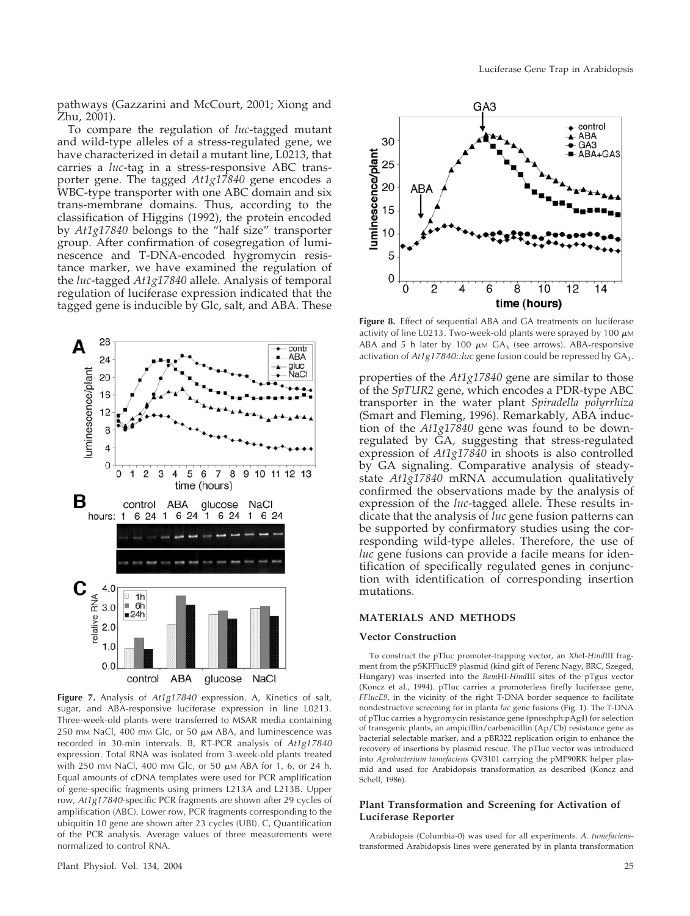pathways (Gazzarini and McCourt, 2001; Xiong and Zhu, 2001).

To compare the regulation of *luc*-tagged mutant and wild-type alleles of a stress-regulated gene, we have characterized in detail a mutant line, L0213, that carries a *luc*-tag in a stress-responsive ABC transporter gene. The tagged *At1g17840* gene encodes a WBC-type transporter with one ABC domain and six trans-membrane domains. Thus, according to the classification of Higgins (1992), the protein encoded by *At1g17840* belongs to the "half size" transporter group. After confirmation of cosegregation of luminescence and T-DNA-encoded hygromycin resistance marker, we have examined the regulation of the *luc*-tagged *At1g17840* allele. Analysis of temporal regulation of luciferase expression indicated that the tagged gene is inducible by Glc, salt, and ABA. These properties of the *At1g17840* gene are similar to those of the *SpTUR2* gene, which encodes a PDR-type ABC transporter in the water plant *Spiradella polyrrhiza* (Smart and Fleming, 1996). Remarkably, ABA induction of the *At1g17840* gene was found to be down-regulated by GA, suggesting that stress-regulated expression of *At1g17840* in shoots is also controlled by GA signaling. Comparative analysis of steady-state *At1g17840* mRNA accumulation qualitatively confirmed the observations made by the analysis of expression of the *luc*-tagged allele. These results indicate that the analysis of *luc* gene fusion patterns can be supported by confirmatory studies using the corresponding wild-type alleles. Therefore, the use of *luc* gene fusions can provide a facile means for identification of specifically regulated genes in conjunction with identification of corresponding insertion mutations.

**Figure 7.** Analysis of *At1g17840* expression. A, Kinetics of salt, sugar, and ABA-responsive luciferase expression in line L0213. Three-week-old plants were transferred to MSAR media containing 250 mM NaCl, 400 mM Glc, or 50 $\mu$M ABA, and luminescence was recorded in 30-min intervals. B, RT-PCR analysis of *At1g17840* expression. Total RNA was isolated from 3-week-old plants treated with 250 mM NaCl, 400 mM Glc, or 50 $\mu$M ABA for 1, 6, or 24 h. Equal amounts of cDNA templates were used for PCR amplification of gene-specific fragments using primers L213A and L213B. Upper row, *At1g17840*-specific PCR fragments are shown after 29 cycles of amplification (ABC). Lower row, PCR fragments corresponding to the ubiquitin 10 gene are shown after 23 cycles (UBI). C, Quantification of the PCR analysis. Average values of three measurements were normalized to control RNA.

**Figure 8.** Effect of sequential ABA and GA treatments on luciferase activity of line L0213. Two-week-old plants were sprayed by 100 $\mu$M ABA and 5 h later by 100 $\mu$M $GA_3$ (see arrows). ABA-responsive activation of *At1g17840::luc* gene fusion could be repressed by $GA_3$.

## MATERIALS AND METHODS

### Vector Construction

To construct the pTluc promoter-trapping vector, an *Xho*I-*Hin*dIII fragment from the pSKFFlucE9 plasmid (kind gift of Ferenc Nagy, BRC, Szeged, Hungary) was inserted into the *Bam*HI-*Hin*dIII sites of the pTgus vector (Koncz et al., 1994). pTluc carries a promoterless firefly luciferase gene, *FFlucE9*, in the vicinity of the right T-DNA border sequence to facilitate nondestructive screening for in planta *luc* gene fusions (Fig. 1). The T-DNA of pTluc carries a hygromycin resistance gene (pnos:hph:pAg4) for selection of transgenic plants, an ampicillin/carbenicillin (Ap/Cb) resistance gene as bacterial selectable marker, and a pBR322 replication origin to enhance the recovery of insertions by plasmid rescue. The pTluc vector was introduced into *Agrobacterium tumefaciens* GV3101 carrying the pMP90RK helper plasmid and used for Arabidopsis transformation as described (Koncz and Schell, 1986).

### Plant Transformation and Screening for Activation of Luciferase Reporter

Arabidopsis (Columbia-0) was used for all experiments. *A. tumefaciens*-transformed Arabidopsis lines were generated by in planta transformation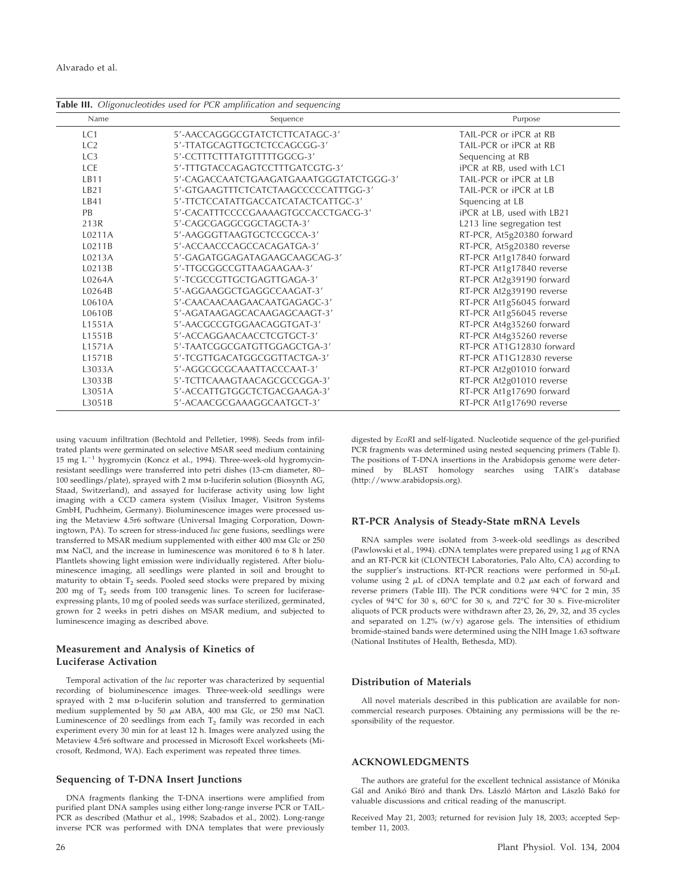**Table III.** *Oligonucleotides used for PCR amplification and sequencing*

| Name | Sequence | Purpose |
|---|---|---|
| LC1 | 5′-AACCAGGGCGTATCTCTTCATAGC-3′ | TAIL-PCR or iPCR at RB |
| LC2 | 5′-TTATGCAGTTGCTCTCCAGCGG-3′ | TAIL-PCR or iPCR at RB |
| LC3 | 5′-CCTTTCTTTATGTTTTTGGCG-3′ | Sequencing at RB |
| LCE | 5′-TTTGTACCAGAGTCCTTTGATCGTG-3′ | iPCR at RB, used with LC1 |
| LB11 | 5′-CAGACCAATCTGAAGATGAAATGGGTATCTGGG-3′ | TAIL-PCR or iPCR at LB |
| LB21 | 5′-GTGAAGTTTCTCATCTAAGCCCCCATTTGG-3′ | TAIL-PCR or iPCR at LB |
| LB41 | 5′-TTCTCCATATTGACCATCATACTCATTGC-3′ | Squencing at LB |
| PB | 5′-CACATTTCCCCGAAAAGTGCCACCTGACG-3′ | iPCR at LB, used with LB21 |
| 213R | 5′-CAGCGAGGCGGCTAGCTA-3′ | L213 line segregation test |
| L0211A | 5′-AAGGGTTAAGTGCTCCGCCA-3′ | RT-PCR, At5g20380 forward |
| L0211B | 5′-ACCAACCCAGCCACAGATGA-3′ | RT-PCR, At5g20380 reverse |
| L0213A | 5′-GAGATGGAGATAGAAGCAAGCAG-3′ | RT-PCR At1g17840 forward |
| L0213B | 5′-TTGCGGCCGTTAAGAAGAA-3′ | RT-PCR At1g17840 reverse |
| L0264A | 5′-TCGCCGTTGCTGAGTTGAGA-3′ | RT-PCR At2g39190 forward |
| L0264B | 5′-AGGAAGGCTGAGGCCAAGAT-3′ | RT-PCR At2g39190 reverse |
| L0610A | 5′-CAACAACAAGAACAATGAGAGC-3′ | RT-PCR At1g56045 forward |
| L0610B | 5′-AGATAAGAGCACAAGAGCAAGT-3′ | RT-PCR At1g56045 reverse |
| L1551A | 5′-AACGCCGTGGAACAGGTGAT-3′ | RT-PCR At4g35260 forward |
| L1551B | 5′-ACCAGGAACAACCTCGTGCT-3′ | RT-PCR At4g35260 reverse |
| L1571A | 5′-TAATCGGCGATGTTGGAGCTGA-3′ | RT-PCR AT1G12830 forward |
| L1571B | 5′-TCGTTGACATGGCGGTTACTGA-3′ | RT-PCR AT1G12830 reverse |
| L3033A | 5′-AGGCGCGCAAATTACCCAAT-3′ | RT-PCR At2g01010 forward |
| L3033B | 5′-TCTTCAAAGTAACAGCGCCGGA-3′ | RT-PCR At2g01010 reverse |
| L3051A | 5′-ACCATTGTGGCTCTGACGAAGA-3′ | RT-PCR At1g17690 forward |
| L3051B | 5′-ACAACGCGAAAGGCAATGCT-3′ | RT-PCR At1g17690 reverse |

using vacuum infiltration (Bechtold and Pelletier, 1998). Seeds from infiltrated plants were germinated on selective MSAR seed medium containing 15 mg $L^{-1}$ hygromycin (Koncz et al., 1994). Three-week-old hygromycin-resistant seedlings were transferred into petri dishes (13-cm diameter, 80–100 seedlings/plate), sprayed with 2 mM D-luciferin solution (Biosynth AG, Staad, Switzerland), and assayed for luciferase activity using low light imaging with a CCD camera system (Visilux Imager, Visitron Systems GmbH, Puchheim, Germany). Bioluminescence images were processed using the Metaview 4.5r6 software (Universal Imaging Corporation, Downingtown, PA). To screen for stress-induced *luc* gene fusions, seedlings were transferred to MSAR medium supplemented with either 400 mM Glc or 250 mM NaCl, and the increase in luminescence was monitored 6 to 8 h later. Plantlets showing light emission were individually registered. After bioluminescence imaging, all seedlings were planted in soil and brought to maturity to obtain $T_2$ seeds. Pooled seed stocks were prepared by mixing 200 mg of $T_2$ seeds from 100 transgenic lines. To screen for luciferase-expressing plants, 10 mg of pooled seeds was surface sterilized, germinated, grown for 2 weeks in petri dishes on MSAR medium, and subjected to luminescence imaging as described above.

### Measurement and Analysis of Kinetics of Luciferase Activation

Temporal activation of the *luc* reporter was characterized by sequential recording of bioluminescence images. Three-week-old seedlings were sprayed with 2 mM D-luciferin solution and transferred to germination medium supplemented by 50 $\mu$M ABA, 400 mM Glc, or 250 mM NaCl. Luminescence of 20 seedlings from each $T_2$ family was recorded in each experiment every 30 min for at least 12 h. Images were analyzed using the Metaview 4.5r6 software and processed in Microsoft Excel worksheets (Microsoft, Redmond, WA). Each experiment was repeated three times.

### Sequencing of T-DNA Insert Junctions

DNA fragments flanking the T-DNA insertions were amplified from purified plant DNA samples using either long-range inverse PCR or TAIL-PCR as described (Mathur et al., 1998; Szabados et al., 2002). Long-range inverse PCR was performed with DNA templates that were previously digested by *Eco*RI and self-ligated. Nucleotide sequence of the gel-purified PCR fragments was determined using nested sequencing primers (Table I). The positions of T-DNA insertions in the Arabidopsis genome were determined by BLAST homology searches using TAIR's database (http://www.arabidopsis.org).

### RT-PCR Analysis of Steady-State mRNA Levels

RNA samples were isolated from 3-week-old seedlings as described (Pawlowski et al., 1994). cDNA templates were prepared using 1 $\mu$g of RNA and an RT-PCR kit (CLONTECH Laboratories, Palo Alto, CA) according to the supplier's instructions. RT-PCR reactions were performed in 50-$\mu$L volume using 2 $\mu$L of cDNA template and 0.2 $\mu$M each of forward and reverse primers (Table III). The PCR conditions were 94°C for 2 min, 35 cycles of 94°C for 30 s, 60°C for 30 s, and 72°C for 30 s. Five-microliter aliquots of PCR products were withdrawn after 23, 26, 29, 32, and 35 cycles and separated on 1.2% (w/v) agarose gels. The intensities of ethidium bromide-stained bands were determined using the NIH Image 1.63 software (National Institutes of Health, Bethesda, MD).

### Distribution of Materials

All novel materials described in this publication are available for non-commercial research purposes. Obtaining any permissions will be the responsibility of the requestor.

## ACKNOWLEDGMENTS

The authors are grateful for the excellent technical assistance of Mónika Gál and Anikó Bíró and thank Drs. László Márton and László Bakó for valuable discussions and critical reading of the manuscript.

Received May 21, 2003; returned for revision July 18, 2003; accepted September 11, 2003.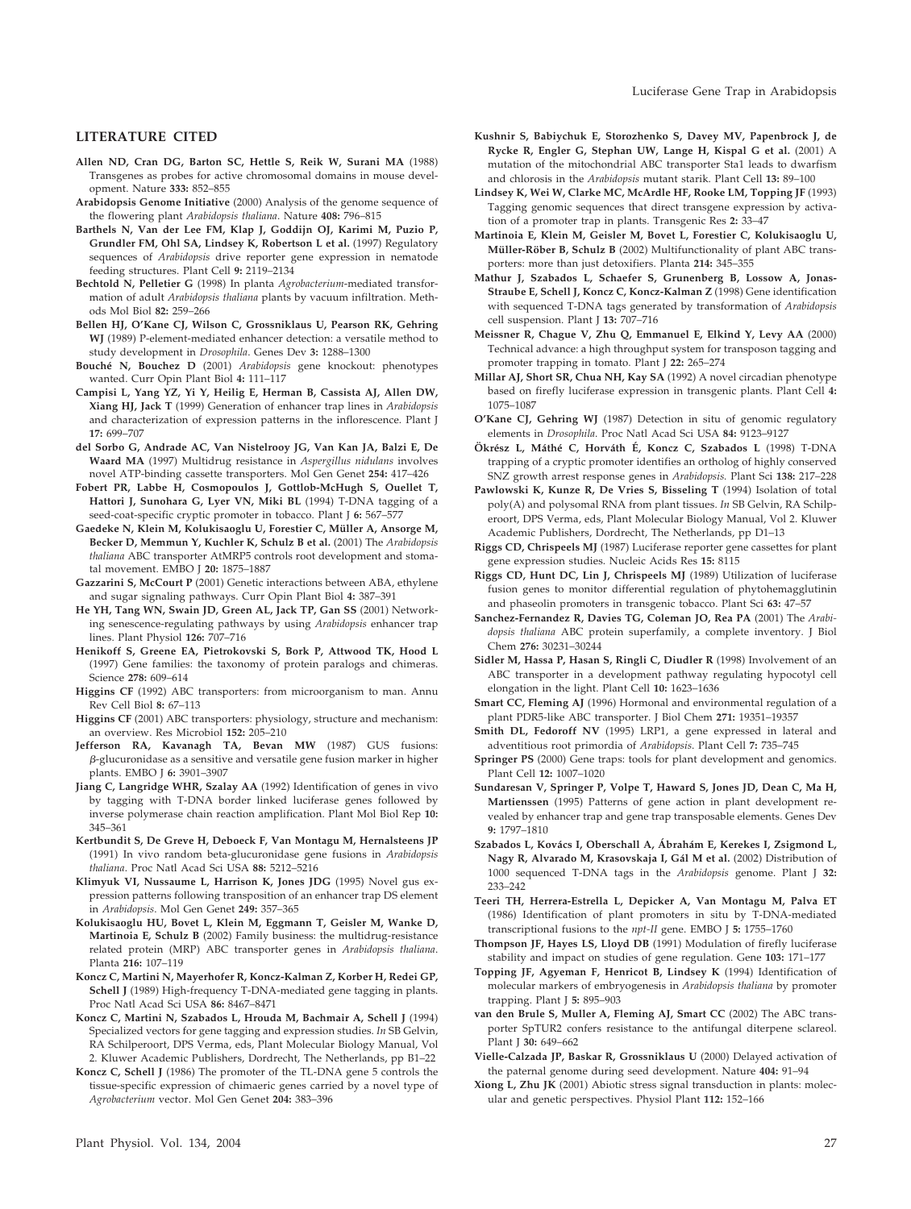## LITERATURE CITED

**Allen ND, Cran DG, Barton SC, Hettle S, Reik W, Surani MA** (1988) Transgenes as probes for active chromosomal domains in mouse development. Nature **333:** 852–855

**Arabidopsis Genome Initiative** (2000) Analysis of the genome sequence of the flowering plant *Arabidopsis thaliana*. Nature **408:** 796–815

**Barthels N, Van der Lee FM, Klap J, Goddijn OJ, Karimi M, Puzio P, Grundler FM, Ohl SA, Lindsey K, Robertson L et al.** (1997) Regulatory sequences of *Arabidopsis* drive reporter gene expression in nematode feeding structures. Plant Cell **9:** 2119–2134

**Bechtold N, Pelletier G** (1998) In planta *Agrobacterium*-mediated transformation of adult *Arabidopsis thaliana* plants by vacuum infiltration. Methods Mol Biol **82:** 259–266

**Bellen HJ, O'Kane CJ, Wilson C, Grossniklaus U, Pearson RK, Gehring WJ** (1989) P-element-mediated enhancer detection: a versatile method to study development in *Drosophila*. Genes Dev **3:** 1288–1300

**Bouché N, Bouchez D** (2001) *Arabidopsis* gene knockout: phenotypes wanted. Curr Opin Plant Biol **4:** 111–117

**Campisi L, Yang YZ, Yi Y, Heilig E, Herman B, Cassista AJ, Allen DW, Xiang HJ, Jack T** (1999) Generation of enhancer trap lines in *Arabidopsis* and characterization of expression patterns in the inflorescence. Plant J **17:** 699–707

**del Sorbo G, Andrade AC, Van Nistelrooy JG, Van Kan JA, Balzi E, De Waard MA** (1997) Multidrug resistance in *Aspergillus nidulans* involves novel ATP-binding cassette transporters. Mol Gen Genet **254:** 417–426

**Fobert PR, Labbe H, Cosmopoulos J, Gottlob-McHugh S, Ouellet T, Hattori J, Sunohara G, Lyer VN, Miki BL** (1994) T-DNA tagging of a seed-coat-specific cryptic promoter in tobacco. Plant J **6:** 567–577

**Gaedeke N, Klein M, Kolukisaoglu U, Forestier C, Müller A, Ansorge M, Becker D, Memmun Y, Kuchler K, Schulz B et al.** (2001) The *Arabidopsis thaliana* ABC transporter AtMRP5 controls root development and stomatal movement. EMBO J **20:** 1875–1887

**Gazzarini S, McCourt P** (2001) Genetic interactions between ABA, ethylene and sugar signaling pathways. Curr Opin Plant Biol **4:** 387–391

**He YH, Tang WN, Swain JD, Green AL, Jack TP, Gan SS** (2001) Networking senescence-regulating pathways by using *Arabidopsis* enhancer trap lines. Plant Physiol **126:** 707–716

**Henikoff S, Greene EA, Pietrokovski S, Bork P, Attwood TK, Hood L** (1997) Gene families: the taxonomy of protein paralogs and chimeras. Science **278:** 609–614

**Higgins CF** (1992) ABC transporters: from microorganism to man. Annu Rev Cell Biol **8:** 67–113

**Higgins CF** (2001) ABC transporters: physiology, structure and mechanism: an overview. Res Microbiol **152:** 205–210

**Jefferson RA, Kavanagh TA, Bevan MW** (1987) GUS fusions: $\beta$-glucuronidase as a sensitive and versatile gene fusion marker in higher plants. EMBO J **6:** 3901–3907

**Jiang C, Langridge WHR, Szalay AA** (1992) Identification of genes in vivo by tagging with T-DNA border linked luciferase genes followed by inverse polymerase chain reaction amplification. Plant Mol Biol Rep **10:** 345–361

**Kertbundit S, De Greve H, Deboeck F, Van Montagu M, Hernalsteens JP** (1991) In vivo random beta-glucuronidase gene fusions in *Arabidopsis thaliana*. Proc Natl Acad Sci USA **88:** 5212–5216

**Klimyuk VI, Nussaume L, Harrison K, Jones JDG** (1995) Novel gus expression patterns following transposition of an enhancer trap DS element in *Arabidopsis*. Mol Gen Genet **249:** 357–365

**Kolukisaoglu HU, Bovet L, Klein M, Eggmann T, Geisler M, Wanke D, Martinoia E, Schulz B** (2002) Family business: the multidrug-resistance related protein (MRP) ABC transporter genes in *Arabidopsis thaliana*. Planta **216:** 107–119

**Koncz C, Martini N, Mayerhofer R, Koncz-Kalman Z, Korber H, Redei GP, Schell J** (1989) High-frequency T-DNA-mediated gene tagging in plants. Proc Natl Acad Sci USA **86:** 8467–8471

**Koncz C, Martini N, Szabados L, Hrouda M, Bachmair A, Schell J** (1994) Specialized vectors for gene tagging and expression studies. *In* SB Gelvin, RA Schilperoort, DPS Verma, eds, Plant Molecular Biology Manual, Vol 2. Kluwer Academic Publishers, Dordrecht, The Netherlands, pp B1–22

**Koncz C, Schell J** (1986) The promoter of the TL-DNA gene 5 controls the tissue-specific expression of chimaeric genes carried by a novel type of *Agrobacterium* vector. Mol Gen Genet **204:** 383–396

**Kushnir S, Babiychuk E, Storozhenko S, Davey MV, Papenbrock J, de Rycke R, Engler G, Stephan UW, Lange H, Kispal G et al.** (2001) A mutation of the mitochondrial ABC transporter Sta1 leads to dwarfism and chlorosis in the *Arabidopsis* mutant starik. Plant Cell **13:** 89–100

**Lindsey K, Wei W, Clarke MC, McArdle HF, Rooke LM, Topping JF** (1993) Tagging genomic sequences that direct transgene expression by activation of a promoter trap in plants. Transgenic Res **2:** 33–47

**Martinoia E, Klein M, Geisler M, Bovet L, Forestier C, Kolukisaoglu U, Müller-Röber B, Schulz B** (2002) Multifunctionality of plant ABC transporters: more than just detoxifiers. Planta **214:** 345–355

**Mathur J, Szabados L, Schaefer S, Grunenberg B, Lossow A, Jonas-Straube E, Schell J, Koncz C, Koncz-Kalman Z** (1998) Gene identification with sequenced T-DNA tags generated by transformation of *Arabidopsis* cell suspension. Plant J **13:** 707–716

**Meissner R, Chague V, Zhu Q, Emmanuel E, Elkind Y, Levy AA** (2000) Technical advance: a high throughput system for transposon tagging and promoter trapping in tomato. Plant J **22:** 265–274

**Millar AJ, Short SR, Chua NH, Kay SA** (1992) A novel circadian phenotype based on firefly luciferase expression in transgenic plants. Plant Cell **4:** 1075–1087

**O'Kane CJ, Gehring WJ** (1987) Detection in situ of genomic regulatory elements in *Drosophila*. Proc Natl Acad Sci USA **84:** 9123–9127

**Ökrész L, Máthé C, Horváth É, Koncz C, Szabados L** (1998) T-DNA trapping of a cryptic promoter identifies an ortholog of highly conserved SNZ growth arrest response genes in *Arabidopsis*. Plant Sci **138:** 217–228

**Pawlowski K, Kunze R, De Vries S, Bisseling T** (1994) Isolation of total poly(A) and polysomal RNA from plant tissues. *In* SB Gelvin, RA Schilperoort, DPS Verma, eds, Plant Molecular Biology Manual, Vol 2. Kluwer Academic Publishers, Dordrecht, The Netherlands, pp D1–13

**Riggs CD, Chrispeels MJ** (1987) Luciferase reporter gene cassettes for plant gene expression studies. Nucleic Acids Res **15:** 8115

**Riggs CD, Hunt DC, Lin J, Chrispeels MJ** (1989) Utilization of luciferase fusion genes to monitor differential regulation of phytohemagglutinin and phaseolin promoters in transgenic tobacco. Plant Sci **63:** 47–57

**Sanchez-Fernandez R, Davies TG, Coleman JO, Rea PA** (2001) The *Arabidopsis thaliana* ABC protein superfamily, a complete inventory. J Biol Chem **276:** 30231–30244

**Sidler M, Hassa P, Hasan S, Ringli C, Diudler R** (1998) Involvement of an ABC transporter in a development pathway regulating hypocotyl cell elongation in the light. Plant Cell **10:** 1623–1636

**Smart CC, Fleming AJ** (1996) Hormonal and environmental regulation of a plant PDR5-like ABC transporter. J Biol Chem **271:** 19351–19357

**Smith DL, Fedoroff NV** (1995) LRP1, a gene expressed in lateral and adventitious root primordia of *Arabidopsis*. Plant Cell **7:** 735–745

**Springer PS** (2000) Gene traps: tools for plant development and genomics. Plant Cell **12:** 1007–1020

**Sundaresan V, Springer P, Volpe T, Haward S, Jones JD, Dean C, Ma H, Martienssen** (1995) Patterns of gene action in plant development revealed by enhancer trap and gene trap transposable elements. Genes Dev **9:** 1797–1810

**Szabados L, Kovács I, Oberschall A, Ábrahám E, Kerekes I, Zsigmond L, Nagy R, Alvarado M, Krasovskaja I, Gál M et al.** (2002) Distribution of 1000 sequenced T-DNA tags in the *Arabidopsis* genome. Plant J **32:** 233–242

**Teeri TH, Herrera-Estrella L, Depicker A, Van Montagu M, Palva ET** (1986) Identification of plant promoters in situ by T-DNA-mediated transcriptional fusions to the *npt-II* gene. EMBO J **5:** 1755–1760

**Thompson JF, Hayes LS, Lloyd DB** (1991) Modulation of firefly luciferase stability and impact on studies of gene regulation. Gene **103:** 171–177

**Topping JF, Agyeman F, Henricot B, Lindsey K** (1994) Identification of molecular markers of embryogenesis in *Arabidopsis thaliana* by promoter trapping. Plant J **5:** 895–903

**van den Brule S, Muller A, Fleming AJ, Smart CC** (2002) The ABC transporter SpTUR2 confers resistance to the antifungal diterpene sclareol. Plant J **30:** 649–662

**Vielle-Calzada JP, Baskar R, Grossniklaus U** (2000) Delayed activation of the paternal genome during seed development. Nature **404:** 91–94

**Xiong L, Zhu JK** (2001) Abiotic stress signal transduction in plants: molecular and genetic perspectives. Physiol Plant **112:** 152–166